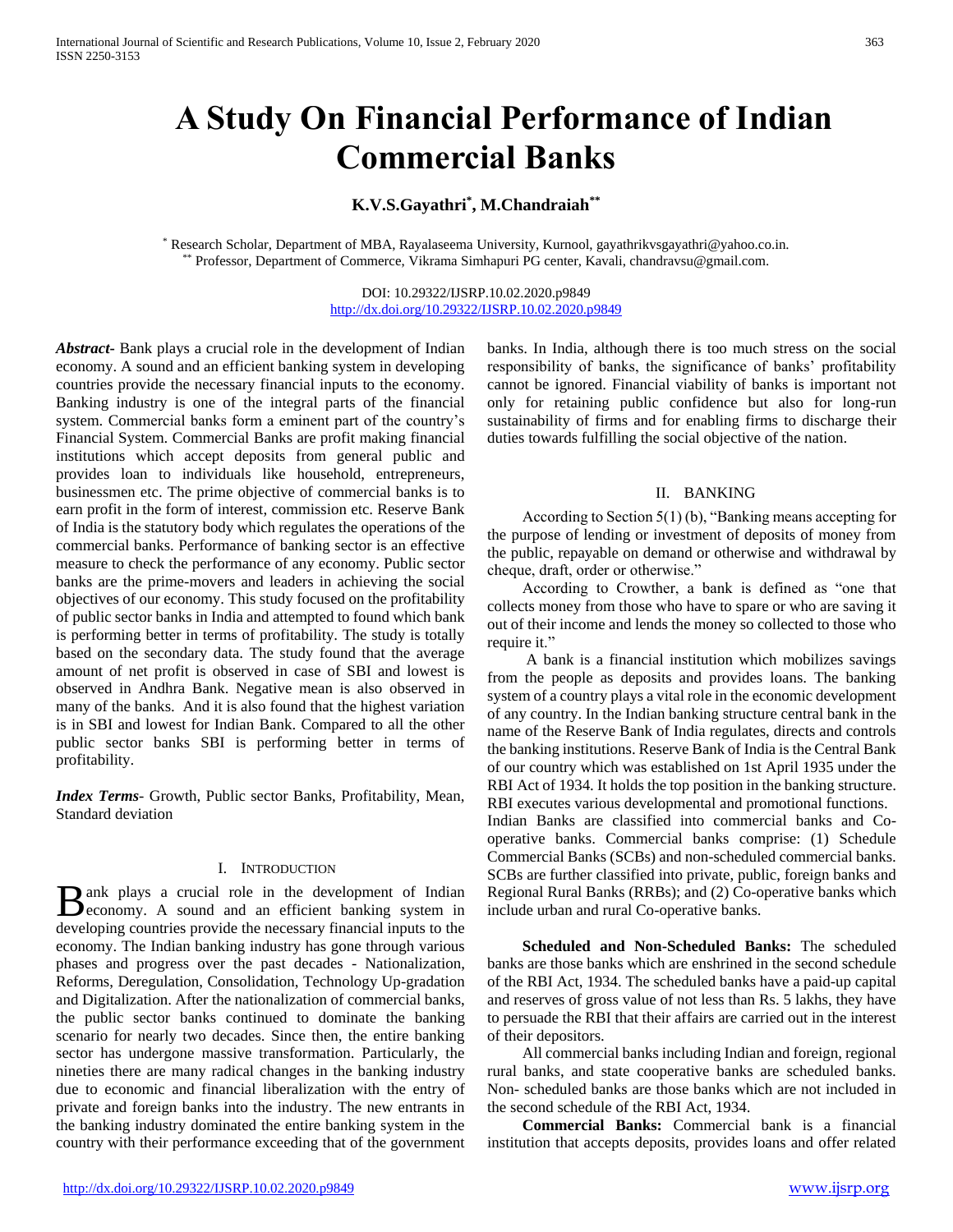# A Study On Financial Performance of Indian Commercial Banks

**K.V.S.Gayathri[*], M.Chandraiah[**]**

[*] Research Scholar, Department of MBA, Rayalaseema University, Kurnool, gayathrikvsgayathri@yahoo.co.in.
[**] Professor, Department of Commerce, Vikrama Simhapuri PG center, Kavali, chandravsu@gmail.com.

DOI: 10.29322/IJSRP.10.02.2020.p9849
http://dx.doi.org/10.29322/IJSRP.10.02.2020.p9849

***Abstract*-** Bank plays a crucial role in the development of Indian economy. A sound and an efficient banking system in developing countries provide the necessary financial inputs to the economy. Banking industry is one of the integral parts of the financial system. Commercial banks form a eminent part of the country's Financial System. Commercial Banks are profit making financial institutions which accept deposits from general public and provides loan to individuals like household, entrepreneurs, businessmen etc. The prime objective of commercial banks is to earn profit in the form of interest, commission etc. Reserve Bank of India is the statutory body which regulates the operations of the commercial banks. Performance of banking sector is an effective measure to check the performance of any economy. Public sector banks are the prime-movers and leaders in achieving the social objectives of our economy. This study focused on the profitability of public sector banks in India and attempted to found which bank is performing better in terms of profitability. The study is totally based on the secondary data. The study found that the average amount of net profit is observed in case of SBI and lowest is observed in Andhra Bank. Negative mean is also observed in many of the banks. And it is also found that the highest variation is in SBI and lowest for Indian Bank. Compared to all the other public sector banks SBI is performing better in terms of profitability.

***Index Terms*-** Growth, Public sector Banks, Profitability, Mean, Standard deviation

## I. Introduction

Bank plays a crucial role in the development of Indian economy. A sound and an efficient banking system in developing countries provide the necessary financial inputs to the economy. The Indian banking industry has gone through various phases and progress over the past decades - Nationalization, Reforms, Deregulation, Consolidation, Technology Up-gradation and Digitalization. After the nationalization of commercial banks, the public sector banks continued to dominate the banking scenario for nearly two decades. Since then, the entire banking sector has undergone massive transformation. Particularly, the nineties there are many radical changes in the banking industry due to economic and financial liberalization with the entry of private and foreign banks into the industry. The new entrants in the banking industry dominated the entire banking system in the country with their performance exceeding that of the government banks. In India, although there is too much stress on the social responsibility of banks, the significance of banks' profitability cannot be ignored. Financial viability of banks is important not only for retaining public confidence but also for long-run sustainability of firms and for enabling firms to discharge their duties towards fulfilling the social objective of the nation.

## II. Banking

According to Section 5(1) (b), "Banking means accepting for the purpose of lending or investment of deposits of money from the public, repayable on demand or otherwise and withdrawal by cheque, draft, order or otherwise."

According to Crowther, a bank is defined as "one that collects money from those who have to spare or who are saving it out of their income and lends the money so collected to those who require it."

A bank is a financial institution which mobilizes savings from the people as deposits and provides loans. The banking system of a country plays a vital role in the economic development of any country. In the Indian banking structure central bank in the name of the Reserve Bank of India regulates, directs and controls the banking institutions. Reserve Bank of India is the Central Bank of our country which was established on 1st April 1935 under the RBI Act of 1934. It holds the top position in the banking structure. RBI executes various developmental and promotional functions.
Indian Banks are classified into commercial banks and Co-operative banks. Commercial banks comprise: (1) Schedule Commercial Banks (SCBs) and non-scheduled commercial banks. SCBs are further classified into private, public, foreign banks and Regional Rural Banks (RRBs); and (2) Co-operative banks which include urban and rural Co-operative banks.

**Scheduled and Non-Scheduled Banks:** The scheduled banks are those banks which are enshrined in the second schedule of the RBI Act, 1934. The scheduled banks have a paid-up capital and reserves of gross value of not less than Rs. 5 lakhs, they have to persuade the RBI that their affairs are carried out in the interest of their depositors.

All commercial banks including Indian and foreign, regional rural banks, and state cooperative banks are scheduled banks. Non- scheduled banks are those banks which are not included in the second schedule of the RBI Act, 1934.

**Commercial Banks:** Commercial bank is a financial institution that accepts deposits, provides loans and offer related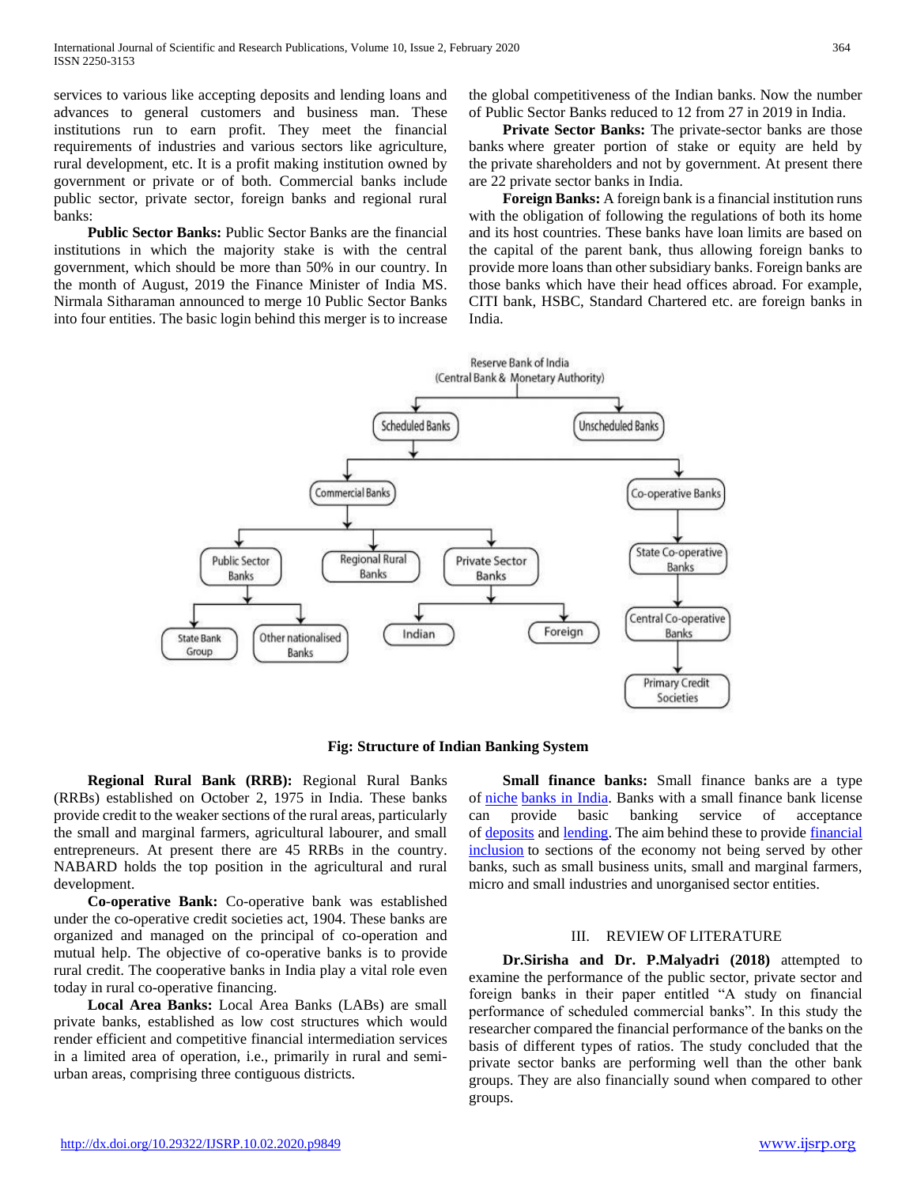services to various like accepting deposits and lending loans and advances to general customers and business man. These institutions run to earn profit. They meet the financial requirements of industries and various sectors like agriculture, rural development, etc. It is a profit making institution owned by government or private or of both. Commercial banks include public sector, private sector, foreign banks and regional rural banks:

**Public Sector Banks:** Public Sector Banks are the financial institutions in which the majority stake is with the central government, which should be more than 50% in our country. In the month of August, 2019 the Finance Minister of India MS. Nirmala Sitharaman announced to merge 10 Public Sector Banks into four entities. The basic login behind this merger is to increase the global competitiveness of the Indian banks. Now the number of Public Sector Banks reduced to 12 from 27 in 2019 in India.

**Private Sector Banks:** The private-sector banks are those banks where greater portion of stake or equity are held by the private shareholders and not by government. At present there are 22 private sector banks in India.

**Foreign Banks:** A foreign bank is a financial institution runs with the obligation of following the regulations of both its home and its host countries. These banks have loan limits are based on the capital of the parent bank, thus allowing foreign banks to provide more loans than other subsidiary banks. Foreign banks are those banks which have their head offices abroad. For example, CITI bank, HSBC, Standard Chartered etc. are foreign banks in India.

- Reserve Bank of India (Central Bank & Monetary Authority)
  - Scheduled Banks
    - Commercial Banks
      - Public Sector Banks
        - State Bank Group
        - Other nationalised Banks
      - Regional Rural Banks
      - Private Sector Banks
        - Indian
        - Foreign
    - Co-operative Banks
      - State Co-operative Banks
        - Central Co-operative Banks
          - Primary Credit Societies
  - Unscheduled Banks

**Fig: Structure of Indian Banking System**

**Regional Rural Bank (RRB):** Regional Rural Banks (RRBs) established on October 2, 1975 in India. These banks provide credit to the weaker sections of the rural areas, particularly the small and marginal farmers, agricultural labourer, and small entrepreneurs. At present there are 45 RRBs in the country. NABARD holds the top position in the agricultural and rural development.

**Co-operative Bank:** Co-operative bank was established under the co-operative credit societies act, 1904. These banks are organized and managed on the principal of co-operation and mutual help. The objective of co-operative banks is to provide rural credit. The cooperative banks in India play a vital role even today in rural co-operative financing.

**Local Area Banks:** Local Area Banks (LABs) are small private banks, established as low cost structures which would render efficient and competitive financial intermediation services in a limited area of operation, i.e., primarily in rural and semi-urban areas, comprising three contiguous districts.

**Small finance banks:** Small finance banks are a type of niche banks in India. Banks with a small finance bank license can provide basic banking service of acceptance of deposits and lending. The aim behind these to provide financial inclusion to sections of the economy not being served by other banks, such as small business units, small and marginal farmers, micro and small industries and unorganised sector entities.

## III. REVIEW OF LITERATURE

**Dr.Sirisha and Dr. P.Malyadri (2018)** attempted to examine the performance of the public sector, private sector and foreign banks in their paper entitled "A study on financial performance of scheduled commercial banks". In this study the researcher compared the financial performance of the banks on the basis of different types of ratios. The study concluded that the private sector banks are performing well than the other bank groups. They are also financially sound when compared to other groups.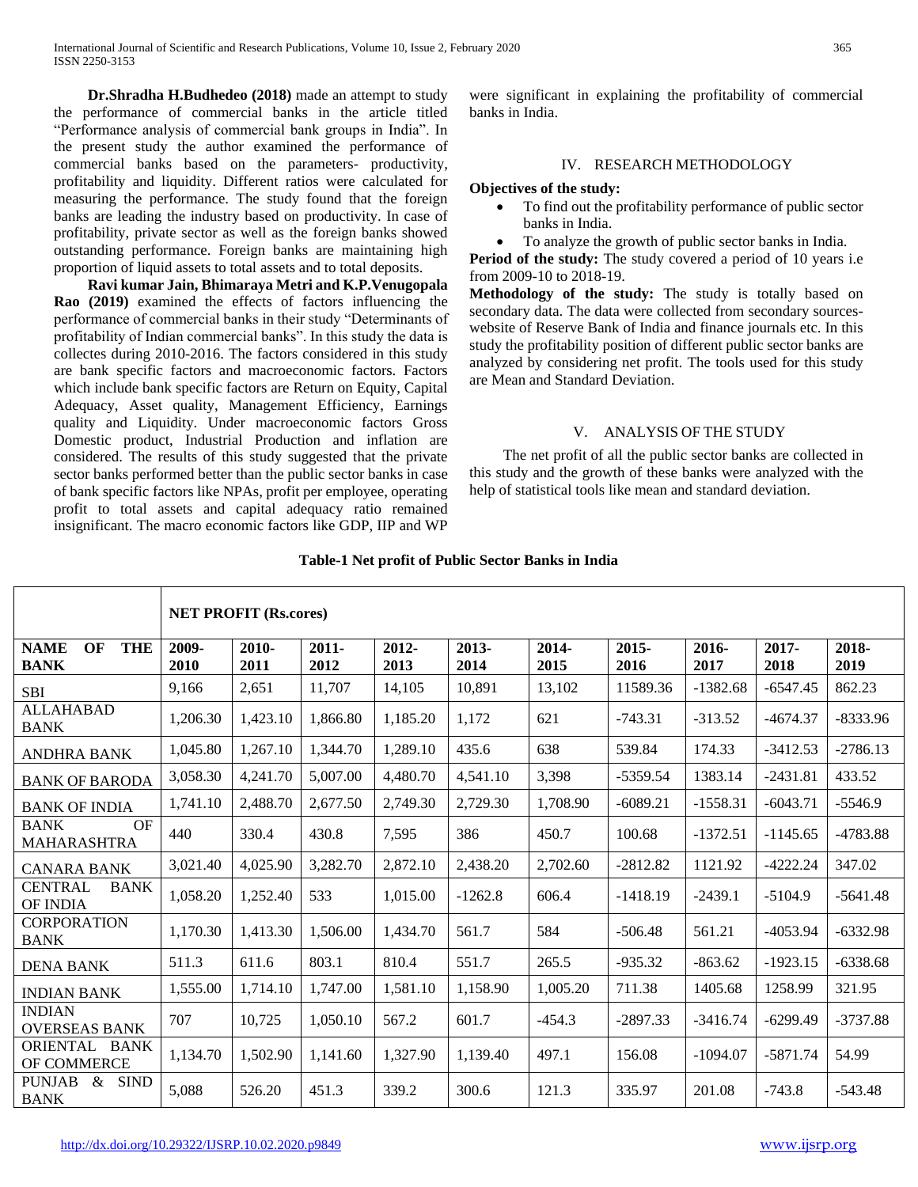**Dr.Shradha H.Budhedeo (2018)** made an attempt to study the performance of commercial banks in the article titled "Performance analysis of commercial bank groups in India". In the present study the author examined the performance of commercial banks based on the parameters- productivity, profitability and liquidity. Different ratios were calculated for measuring the performance. The study found that the foreign banks are leading the industry based on productivity. In case of profitability, private sector as well as the foreign banks showed outstanding performance. Foreign banks are maintaining high proportion of liquid assets to total assets and to total deposits.

**Ravi kumar Jain, Bhimaraya Metri and K.P.Venugopala Rao (2019)** examined the effects of factors influencing the performance of commercial banks in their study "Determinants of profitability of Indian commercial banks". In this study the data is collectes during 2010-2016. The factors considered in this study are bank specific factors and macroeconomic factors. Factors which include bank specific factors are Return on Equity, Capital Adequacy, Asset quality, Management Efficiency, Earnings quality and Liquidity. Under macroeconomic factors Gross Domestic product, Industrial Production and inflation are considered. The results of this study suggested that the private sector banks performed better than the public sector banks in case of bank specific factors like NPAs, profit per employee, operating profit to total assets and capital adequacy ratio remained insignificant. The macro economic factors like GDP, IIP and WP were significant in explaining the profitability of commercial banks in India.

## IV. RESEARCH METHODOLOGY

**Objectives of the study:**

- To find out the profitability performance of public sector banks in India.
- To analyze the growth of public sector banks in India.

**Period of the study:** The study covered a period of 10 years i.e from 2009-10 to 2018-19.

**Methodology of the study:** The study is totally based on secondary data. The data were collected from secondary sources- website of Reserve Bank of India and finance journals etc. In this study the profitability position of different public sector banks are analyzed by considering net profit. The tools used for this study are Mean and Standard Deviation.

## V. ANALYSIS OF THE STUDY

The net profit of all the public sector banks are collected in this study and the growth of these banks were analyzed with the help of statistical tools like mean and standard deviation.

**Table-1 Net profit of Public Sector Banks in India**

| | NET PROFIT (Rs.cores) | | | | | | | | | |
|---|---|---|---|---|---|---|---|---|---|---|
| NAME OF THE BANK | 2009-2010 | 2010-2011 | 2011-2012 | 2012-2013 | 2013-2014 | 2014-2015 | 2015-2016 | 2016-2017 | 2017-2018 | 2018-2019 |
| SBI | 9,166 | 2,651 | 11,707 | 14,105 | 10,891 | 13,102 | 11589.36 | -1382.68 | -6547.45 | 862.23 |
| ALLAHABAD BANK | 1,206.30 | 1,423.10 | 1,866.80 | 1,185.20 | 1,172 | 621 | -743.31 | -313.52 | -4674.37 | -8333.96 |
| ANDHRA BANK | 1,045.80 | 1,267.10 | 1,344.70 | 1,289.10 | 435.6 | 638 | 539.84 | 174.33 | -3412.53 | -2786.13 |
| BANK OF BARODA | 3,058.30 | 4,241.70 | 5,007.00 | 4,480.70 | 4,541.10 | 3,398 | -5359.54 | 1383.14 | -2431.81 | 433.52 |
| BANK OF INDIA | 1,741.10 | 2,488.70 | 2,677.50 | 2,749.30 | 2,729.30 | 1,708.90 | -6089.21 | -1558.31 | -6043.71 | -5546.9 |
| BANK OF MAHARASHTRA | 440 | 330.4 | 430.8 | 7,595 | 386 | 450.7 | 100.68 | -1372.51 | -1145.65 | -4783.88 |
| CANARA BANK | 3,021.40 | 4,025.90 | 3,282.70 | 2,872.10 | 2,438.20 | 2,702.60 | -2812.82 | 1121.92 | -4222.24 | 347.02 |
| CENTRAL BANK OF INDIA | 1,058.20 | 1,252.40 | 533 | 1,015.00 | -1262.8 | 606.4 | -1418.19 | -2439.1 | -5104.9 | -5641.48 |
| CORPORATION BANK | 1,170.30 | 1,413.30 | 1,506.00 | 1,434.70 | 561.7 | 584 | -506.48 | 561.21 | -4053.94 | -6332.98 |
| DENA BANK | 511.3 | 611.6 | 803.1 | 810.4 | 551.7 | 265.5 | -935.32 | -863.62 | -1923.15 | -6338.68 |
| INDIAN BANK | 1,555.00 | 1,714.10 | 1,747.00 | 1,581.10 | 1,158.90 | 1,005.20 | 711.38 | 1405.68 | 1258.99 | 321.95 |
| INDIAN OVERSEAS BANK | 707 | 10,725 | 1,050.10 | 567.2 | 601.7 | -454.3 | -2897.33 | -3416.74 | -6299.49 | -3737.88 |
| ORIENTAL BANK OF COMMERCE | 1,134.70 | 1,502.90 | 1,141.60 | 1,327.90 | 1,139.40 | 497.1 | 156.08 | -1094.07 | -5871.74 | 54.99 |
| PUNJAB & SIND BANK | 5,088 | 526.20 | 451.3 | 339.2 | 300.6 | 121.3 | 335.97 | 201.08 | -743.8 | -543.48 |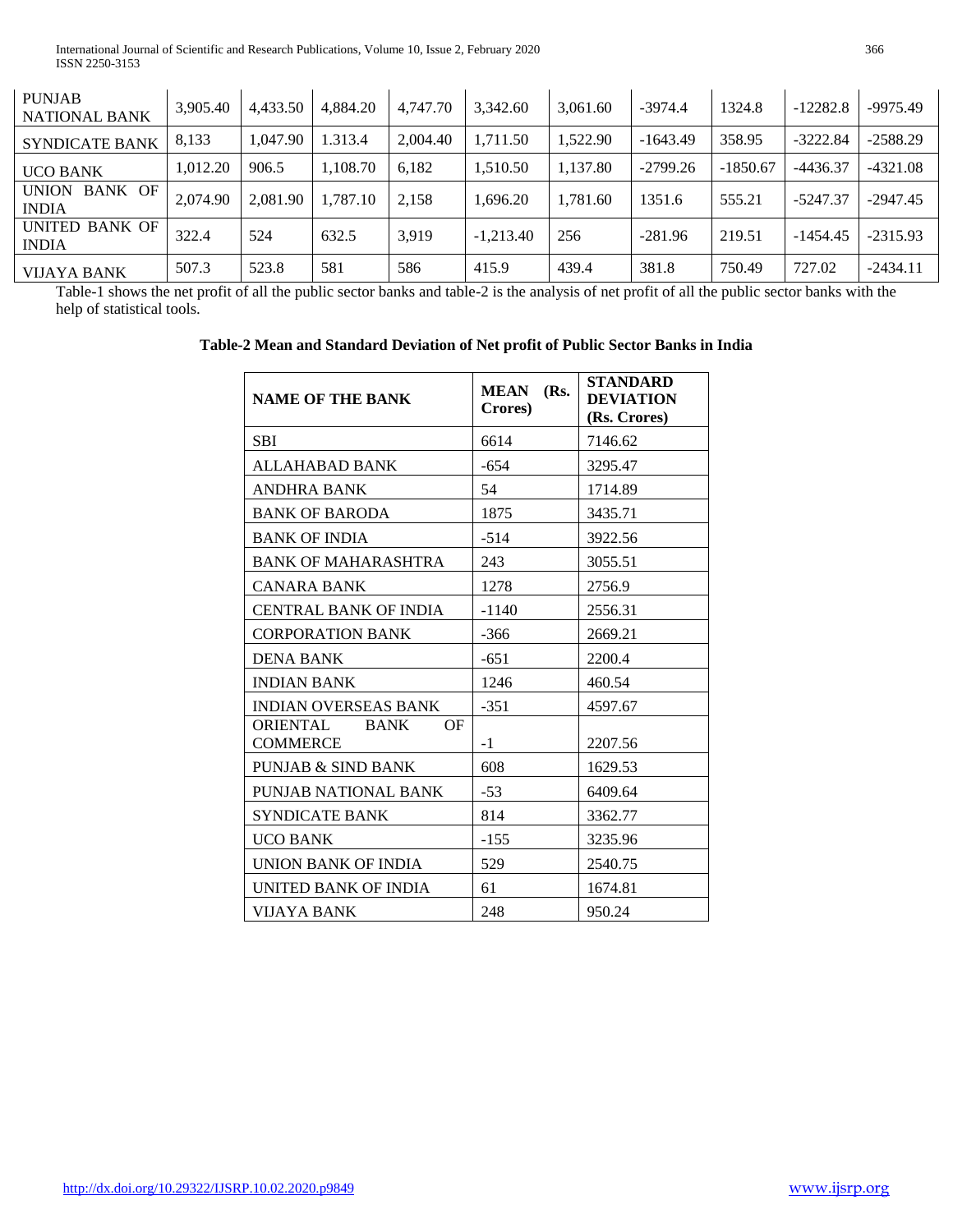| | | | | | | | | | | |
|---|---|---|---|---|---|---|---|---|---|---|
| PUNJAB NATIONAL BANK | 3,905.40 | 4,433.50 | 4,884.20 | 4,747.70 | 3,342.60 | 3,061.60 | -3974.4 | 1324.8 | -12282.8 | -9975.49 |
| SYNDICATE BANK | 8,133 | 1,047.90 | 1.313.4 | 2,004.40 | 1,711.50 | 1,522.90 | -1643.49 | 358.95 | -3222.84 | -2588.29 |
| UCO BANK | 1,012.20 | 906.5 | 1,108.70 | 6,182 | 1,510.50 | 1,137.80 | -2799.26 | -1850.67 | -4436.37 | -4321.08 |
| UNION BANK OF INDIA | 2,074.90 | 2,081.90 | 1,787.10 | 2,158 | 1,696.20 | 1,781.60 | 1351.6 | 555.21 | -5247.37 | -2947.45 |
| UNITED BANK OF INDIA | 322.4 | 524 | 632.5 | 3,919 | -1,213.40 | 256 | -281.96 | 219.51 | -1454.45 | -2315.93 |
| VIJAYA BANK | 507.3 | 523.8 | 581 | 586 | 415.9 | 439.4 | 381.8 | 750.49 | 727.02 | -2434.11 |

Table-1 shows the net profit of all the public sector banks and table-2 is the analysis of net profit of all the public sector banks with the help of statistical tools.

**Table-2 Mean and Standard Deviation of Net profit of Public Sector Banks in India**

| NAME OF THE BANK | MEAN (Rs. Crores) | STANDARD DEVIATION (Rs. Crores) |
|---|---|---|
| SBI | 6614 | 7146.62 |
| ALLAHABAD BANK | -654 | 3295.47 |
| ANDHRA BANK | 54 | 1714.89 |
| BANK OF BARODA | 1875 | 3435.71 |
| BANK OF INDIA | -514 | 3922.56 |
| BANK OF MAHARASHTRA | 243 | 3055.51 |
| CANARA BANK | 1278 | 2756.9 |
| CENTRAL BANK OF INDIA | -1140 | 2556.31 |
| CORPORATION BANK | -366 | 2669.21 |
| DENA BANK | -651 | 2200.4 |
| INDIAN BANK | 1246 | 460.54 |
| INDIAN OVERSEAS BANK | -351 | 4597.67 |
| ORIENTAL BANK OF COMMERCE | -1 | 2207.56 |
| PUNJAB & SIND BANK | 608 | 1629.53 |
| PUNJAB NATIONAL BANK | -53 | 6409.64 |
| SYNDICATE BANK | 814 | 3362.77 |
| UCO BANK | -155 | 3235.96 |
| UNION BANK OF INDIA | 529 | 2540.75 |
| UNITED BANK OF INDIA | 61 | 1674.81 |
| VIJAYA BANK | 248 | 950.24 |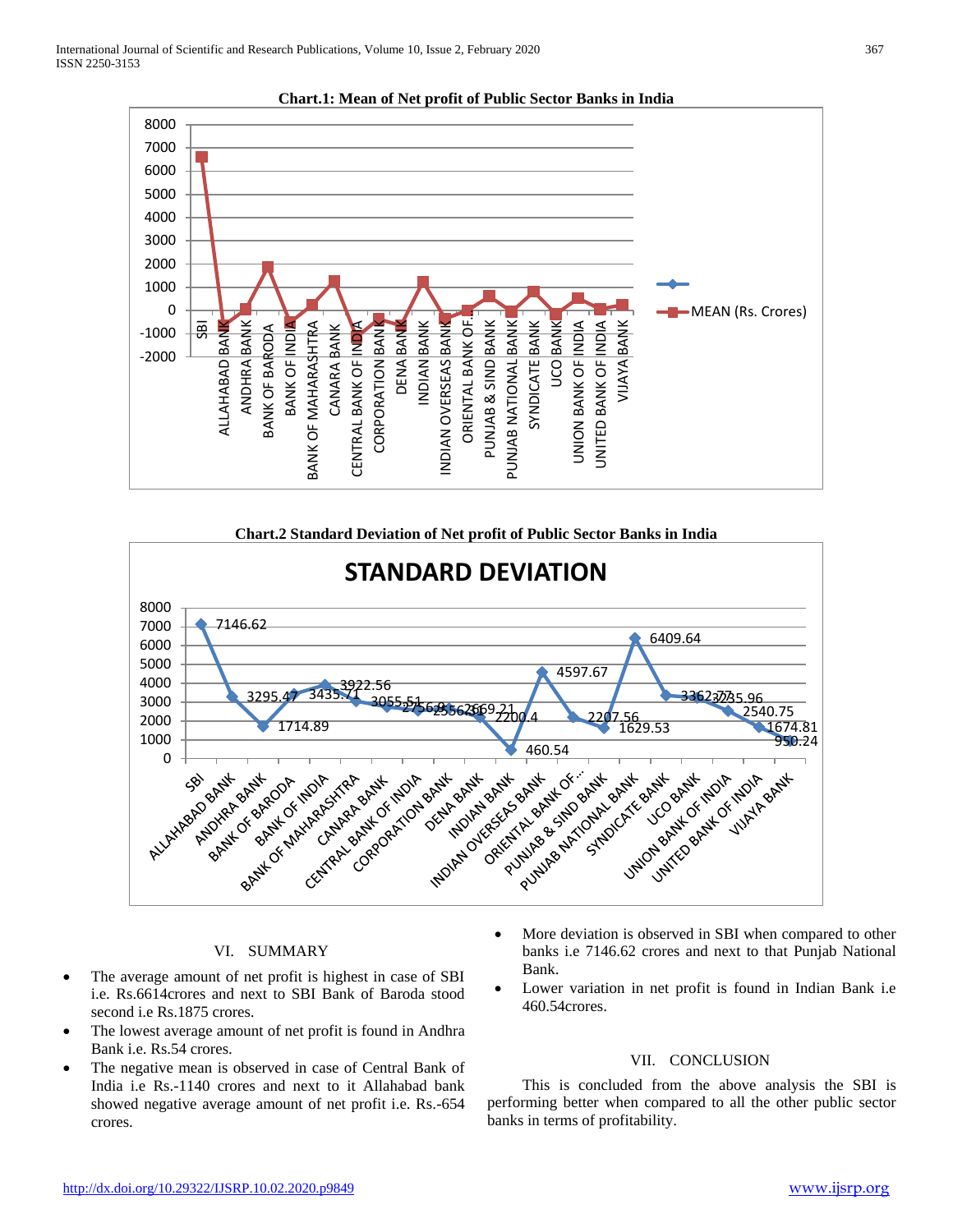**Chart.1: Mean of Net profit of Public Sector Banks in India**

**Chart.2 Standard Deviation of Net profit of Public Sector Banks in India**

## VI. SUMMARY

- The average amount of net profit is highest in case of SBI i.e. Rs.6614crores and next to SBI Bank of Baroda stood second i.e Rs.1875 crores.
- The lowest average amount of net profit is found in Andhra Bank i.e. Rs.54 crores.
- The negative mean is observed in case of Central Bank of India i.e Rs.-1140 crores and next to it Allahabad bank showed negative average amount of net profit i.e. Rs.-654 crores.
- More deviation is observed in SBI when compared to other banks i.e 7146.62 crores and next to that Punjab National Bank.
- Lower variation in net profit is found in Indian Bank i.e 460.54crores.

## VII. CONCLUSION

This is concluded from the above analysis the SBI is performing better when compared to all the other public sector banks in terms of profitability.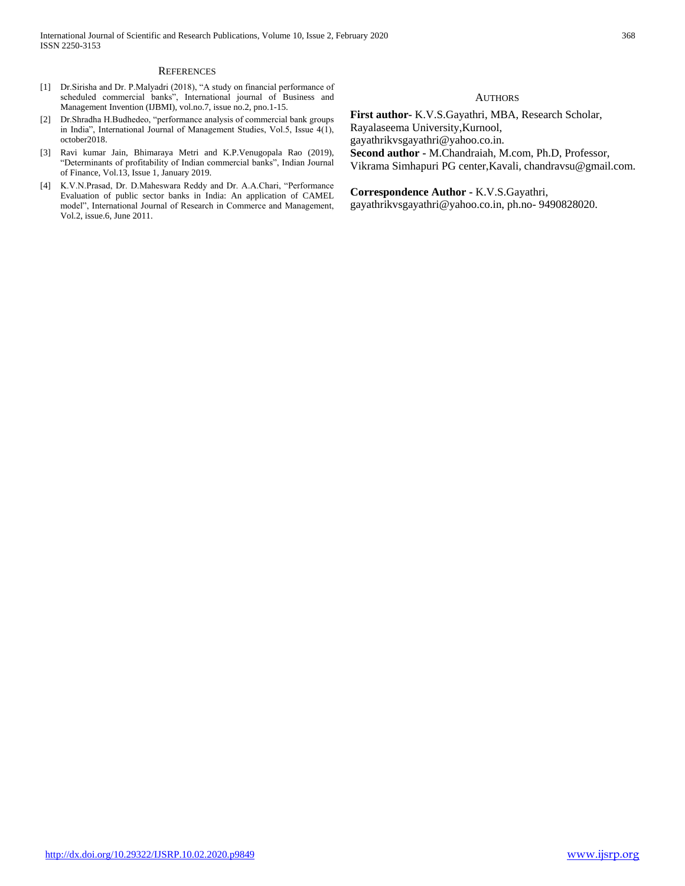## REFERENCES

[1] Dr.Sirisha and Dr. P.Malyadri (2018), "A study on financial performance of scheduled commercial banks", International journal of Business and Management Invention (IJBMI), vol.no.7, issue no.2, pno.1-15.

[2] Dr.Shradha H.Budhedeo, "performance analysis of commercial bank groups in India", International Journal of Management Studies, Vol.5, Issue 4(1), october2018.

[3] Ravi kumar Jain, Bhimaraya Metri and K.P.Venugopala Rao (2019), "Determinants of profitability of Indian commercial banks", Indian Journal of Finance, Vol.13, Issue 1, January 2019.

[4] K.V.N.Prasad, Dr. D.Maheswara Reddy and Dr. A.A.Chari, "Performance Evaluation of public sector banks in India: An application of CAMEL model", International Journal of Research in Commerce and Management, Vol.2, issue.6, June 2011.

## AUTHORS

**First author-** K.V.S.Gayathri, MBA, Research Scholar, Rayalaseema University,Kurnool, gayathrikvsgayathri@yahoo.co.in.
**Second author -** M.Chandraiah, M.com, Ph.D, Professor, Vikrama Simhapuri PG center,Kavali, chandravsu@gmail.com.

**Correspondence Author -** K.V.S.Gayathri, gayathrikvsgayathri@yahoo.co.in, ph.no- 9490828020.